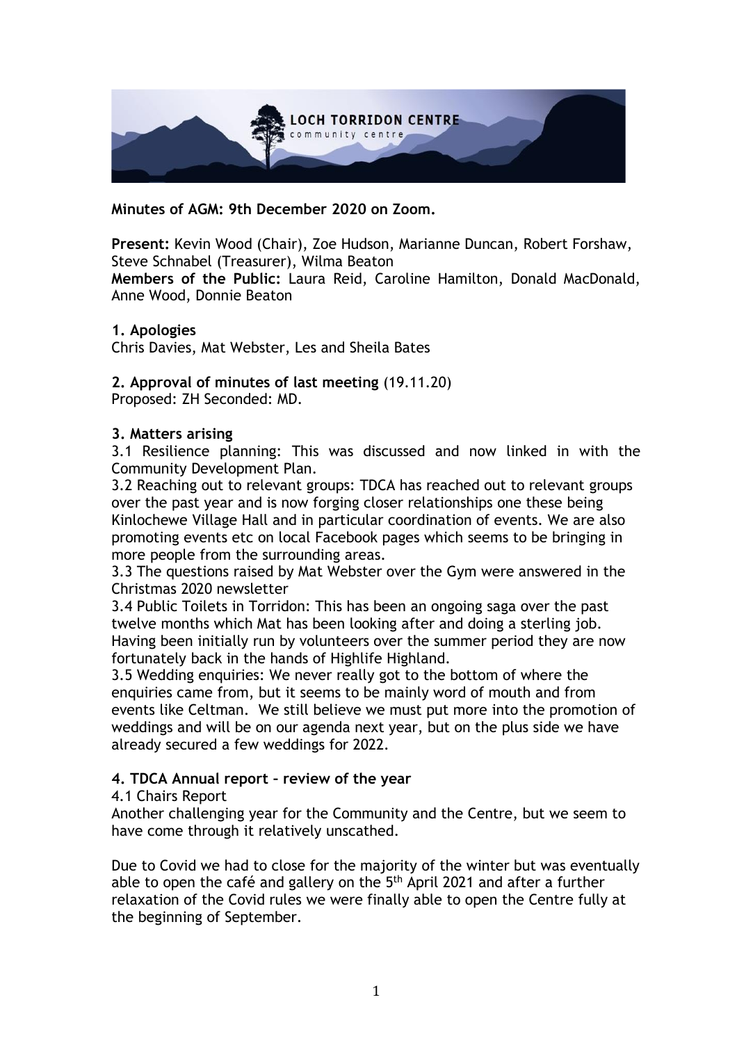**Minutes of AGM: 9th December 2020 on Zoom.**

**Present:** Kevin Wood (Chair), Zoe Hudson, Marianne Duncan, Robert Forshaw, Steve Schnabel (Treasurer), Wilma Beaton
**Members of the Public:** Laura Reid, Caroline Hamilton, Donald MacDonald, Anne Wood, Donnie Beaton

**1. Apologies**
Chris Davies, Mat Webster, Les and Sheila Bates

**2. Approval of minutes of last meeting** (19.11.20)
Proposed: ZH Seconded: MD.

**3. Matters arising**
3.1 Resilience planning: This was discussed and now linked in with the Community Development Plan.
3.2 Reaching out to relevant groups: TDCA has reached out to relevant groups over the past year and is now forging closer relationships one these being Kinlochewe Village Hall and in particular coordination of events. We are also promoting events etc on local Facebook pages which seems to be bringing in more people from the surrounding areas.
3.3 The questions raised by Mat Webster over the Gym were answered in the Christmas 2020 newsletter
3.4 Public Toilets in Torridon: This has been an ongoing saga over the past twelve months which Mat has been looking after and doing a sterling job. Having been initially run by volunteers over the summer period they are now fortunately back in the hands of Highlife Highland.
3.5 Wedding enquiries: We never really got to the bottom of where the enquiries came from, but it seems to be mainly word of mouth and from events like Celtman. We still believe we must put more into the promotion of weddings and will be on our agenda next year, but on the plus side we have already secured a few weddings for 2022.

**4. TDCA Annual report – review of the year**
4.1 Chairs Report
Another challenging year for the Community and the Centre, but we seem to have come through it relatively unscathed.

Due to Covid we had to close for the majority of the winter but was eventually able to open the café and gallery on the 5th April 2021 and after a further relaxation of the Covid rules we were finally able to open the Centre fully at the beginning of September.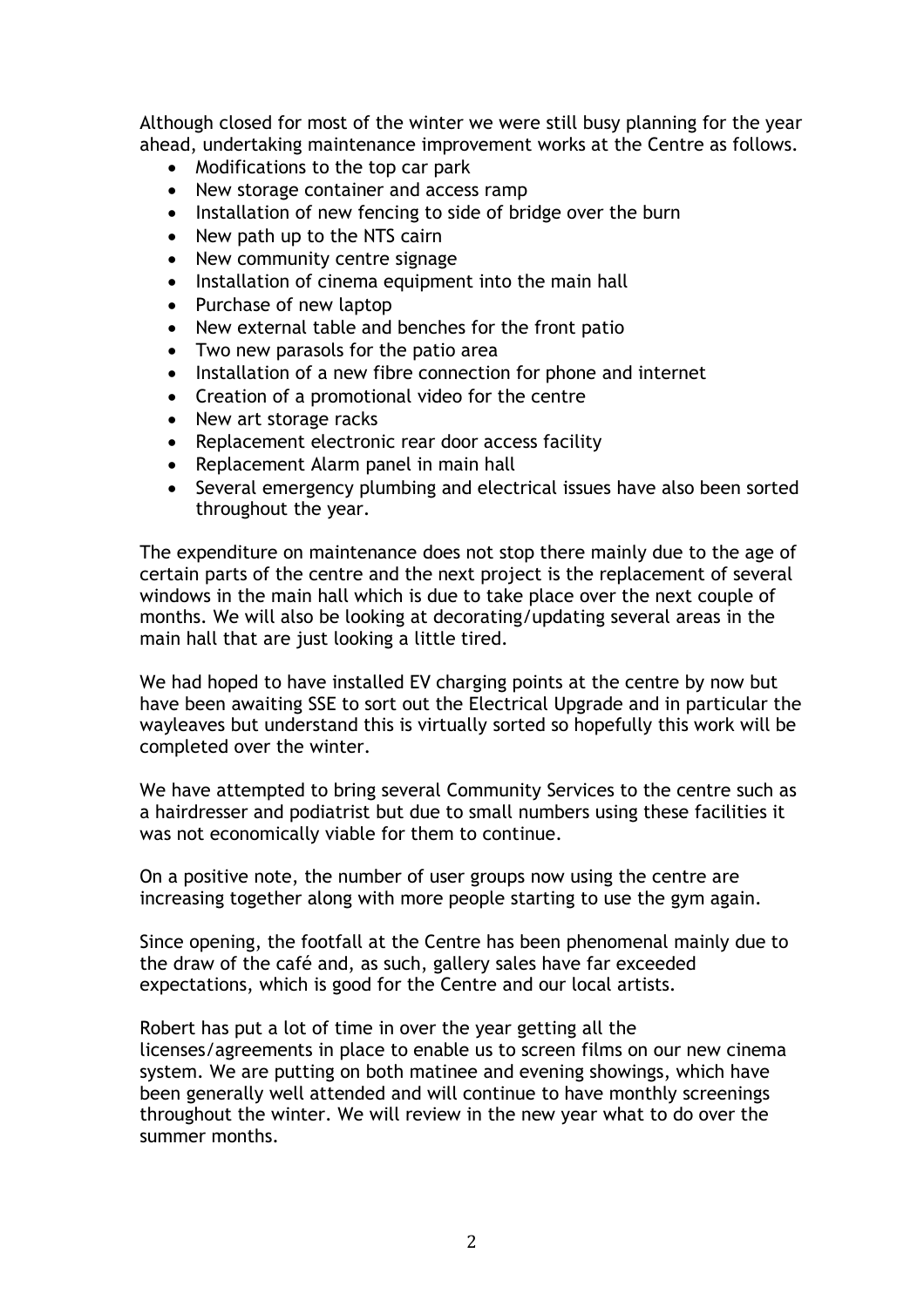Although closed for most of the winter we were still busy planning for the year ahead, undertaking maintenance improvement works at the Centre as follows.

- Modifications to the top car park
- New storage container and access ramp
- Installation of new fencing to side of bridge over the burn
- New path up to the NTS cairn
- New community centre signage
- Installation of cinema equipment into the main hall
- Purchase of new laptop
- New external table and benches for the front patio
- Two new parasols for the patio area
- Installation of a new fibre connection for phone and internet
- Creation of a promotional video for the centre
- New art storage racks
- Replacement electronic rear door access facility
- Replacement Alarm panel in main hall
- Several emergency plumbing and electrical issues have also been sorted throughout the year.

The expenditure on maintenance does not stop there mainly due to the age of certain parts of the centre and the next project is the replacement of several windows in the main hall which is due to take place over the next couple of months. We will also be looking at decorating/updating several areas in the main hall that are just looking a little tired.

We had hoped to have installed EV charging points at the centre by now but have been awaiting SSE to sort out the Electrical Upgrade and in particular the wayleaves but understand this is virtually sorted so hopefully this work will be completed over the winter.

We have attempted to bring several Community Services to the centre such as a hairdresser and podiatrist but due to small numbers using these facilities it was not economically viable for them to continue.

On a positive note, the number of user groups now using the centre are increasing together along with more people starting to use the gym again.

Since opening, the footfall at the Centre has been phenomenal mainly due to the draw of the café and, as such, gallery sales have far exceeded expectations, which is good for the Centre and our local artists.

Robert has put a lot of time in over the year getting all the licenses/agreements in place to enable us to screen films on our new cinema system. We are putting on both matinee and evening showings, which have been generally well attended and will continue to have monthly screenings throughout the winter. We will review in the new year what to do over the summer months.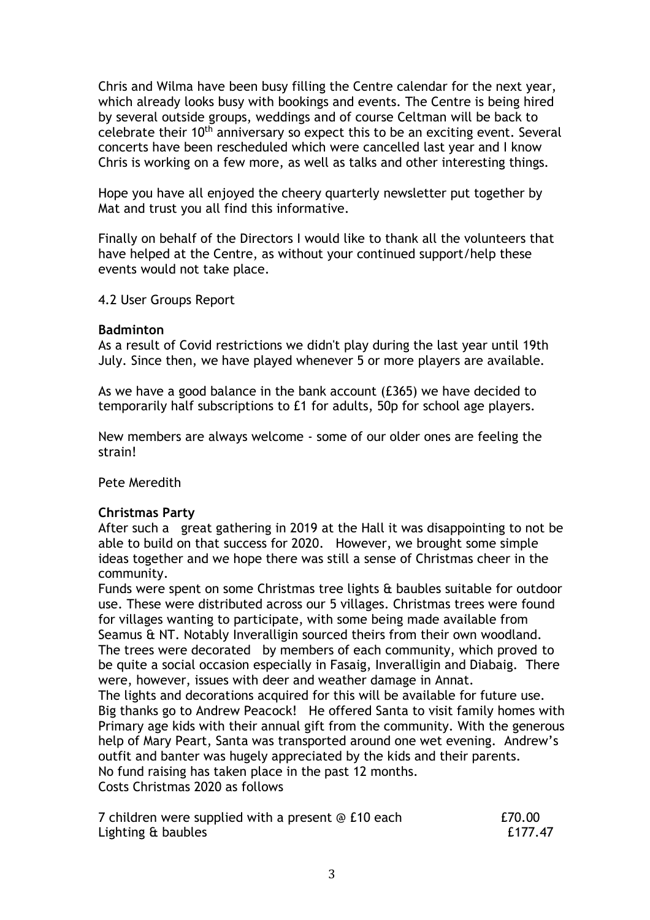Chris and Wilma have been busy filling the Centre calendar for the next year, which already looks busy with bookings and events. The Centre is being hired by several outside groups, weddings and of course Celtman will be back to celebrate their 10th anniversary so expect this to be an exciting event. Several concerts have been rescheduled which were cancelled last year and I know Chris is working on a few more, as well as talks and other interesting things.

Hope you have all enjoyed the cheery quarterly newsletter put together by Mat and trust you all find this informative.

Finally on behalf of the Directors I would like to thank all the volunteers that have helped at the Centre, as without your continued support/help these events would not take place.

4.2 User Groups Report

**Badminton**

As a result of Covid restrictions we didn't play during the last year until 19th July. Since then, we have played whenever 5 or more players are available.

As we have a good balance in the bank account (£365) we have decided to temporarily half subscriptions to £1 for adults, 50p for school age players.

New members are always welcome - some of our older ones are feeling the strain!

Pete Meredith

**Christmas Party**

After such a great gathering in 2019 at the Hall it was disappointing to not be able to build on that success for 2020. However, we brought some simple ideas together and we hope there was still a sense of Christmas cheer in the community.

Funds were spent on some Christmas tree lights & baubles suitable for outdoor use. These were distributed across our 5 villages. Christmas trees were found for villages wanting to participate, with some being made available from Seamus & NT. Notably Inveralligin sourced theirs from their own woodland. The trees were decorated by members of each community, which proved to be quite a social occasion especially in Fasaig, Inveralligin and Diabaig. There were, however, issues with deer and weather damage in Annat.

The lights and decorations acquired for this will be available for future use. Big thanks go to Andrew Peacock! He offered Santa to visit family homes with Primary age kids with their annual gift from the community. With the generous help of Mary Peart, Santa was transported around one wet evening. Andrew's outfit and banter was hugely appreciated by the kids and their parents.

No fund raising has taken place in the past 12 months.

Costs Christmas 2020 as follows

| | |
|---|---|
| 7 children were supplied with a present @ £10 each | £70.00 |
| Lighting & baubles | £177.47 |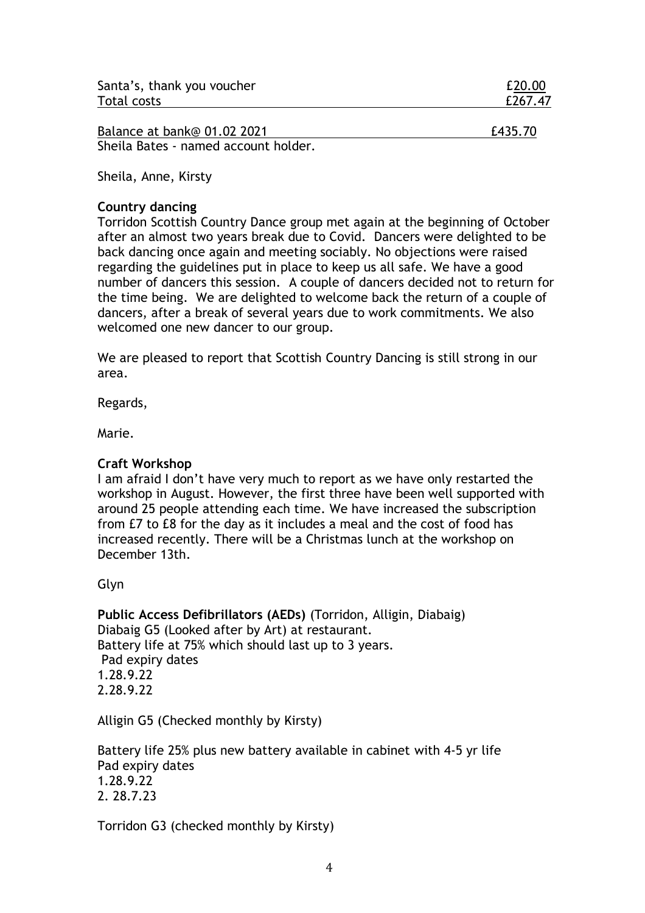| | |
|---|---|
| Santa's, thank you voucher | £20.00 |
| Total costs | £267.47 |
| Balance at bank@ 01.02 2021 | £435.70 |

Sheila Bates - named account holder.

Sheila, Anne, Kirsty

**Country dancing**

Torridon Scottish Country Dance group met again at the beginning of October after an almost two years break due to Covid. Dancers were delighted to be back dancing once again and meeting sociably. No objections were raised regarding the guidelines put in place to keep us all safe. We have a good number of dancers this session. A couple of dancers decided not to return for the time being. We are delighted to welcome back the return of a couple of dancers, after a break of several years due to work commitments. We also welcomed one new dancer to our group.

We are pleased to report that Scottish Country Dancing is still strong in our area.

Regards,

Marie.

**Craft Workshop**

I am afraid I don't have very much to report as we have only restarted the workshop in August. However, the first three have been well supported with around 25 people attending each time. We have increased the subscription from £7 to £8 for the day as it includes a meal and the cost of food has increased recently. There will be a Christmas lunch at the workshop on December 13th.

Glyn

**Public Access Defibrillators (AEDs)** (Torridon, Alligin, Diabaig)

Diabaig G5 (Looked after by Art) at restaurant.
Battery life at 75% which should last up to 3 years.
Pad expiry dates
1.28.9.22
2.28.9.22

Alligin G5 (Checked monthly by Kirsty)

Battery life 25% plus new battery available in cabinet with 4-5 yr life
Pad expiry dates
1.28.9.22
2. 28.7.23

Torridon G3 (checked monthly by Kirsty)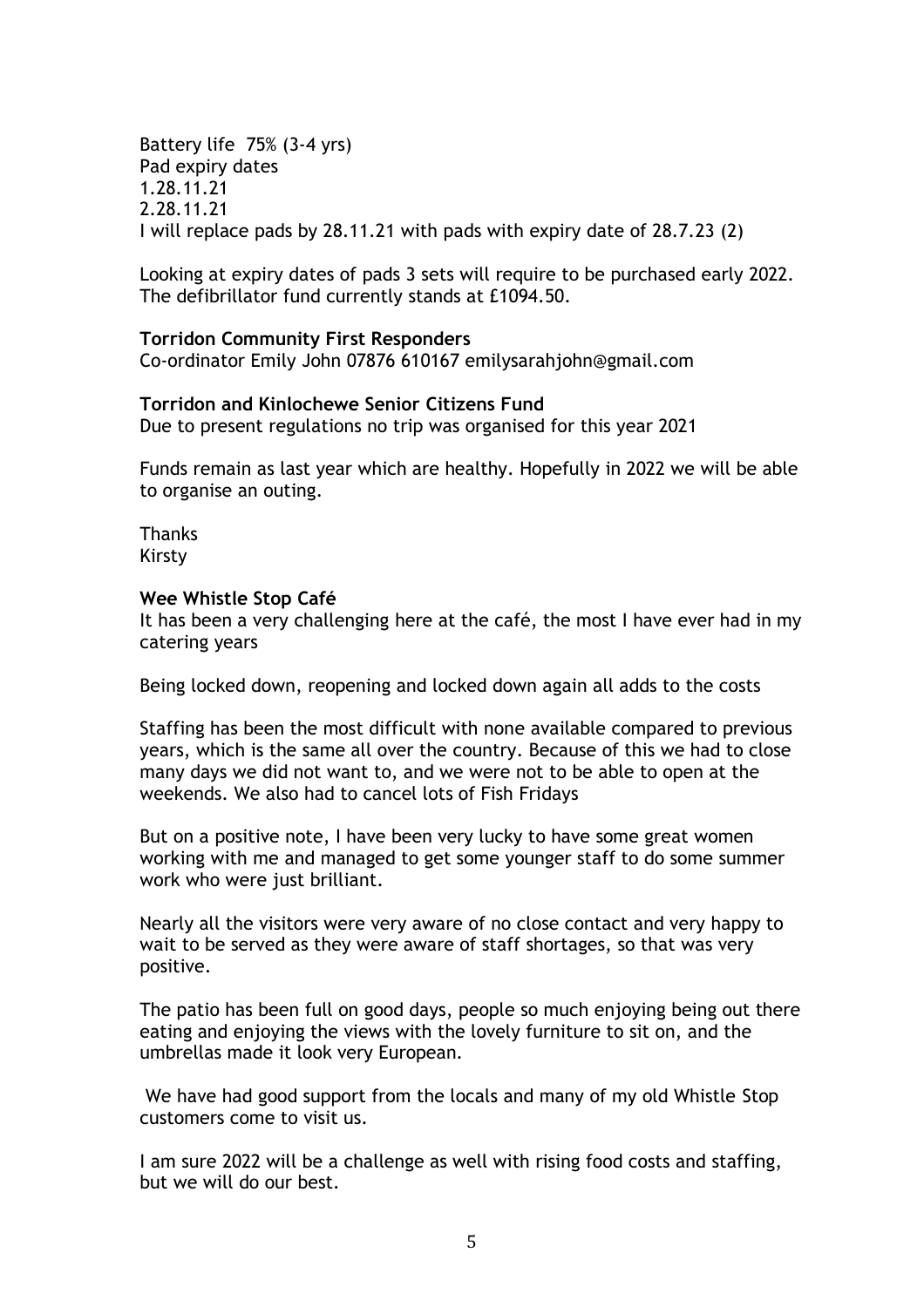Battery life 75% (3-4 yrs)
Pad expiry dates
1.28.11.21
2.28.11.21
I will replace pads by 28.11.21 with pads with expiry date of 28.7.23 (2)

Looking at expiry dates of pads 3 sets will require to be purchased early 2022. The defibrillator fund currently stands at £1094.50.

**Torridon Community First Responders**
Co-ordinator Emily John 07876 610167 emilysarahjohn@gmail.com

**Torridon and Kinlochewe Senior Citizens Fund**
Due to present regulations no trip was organised for this year 2021

Funds remain as last year which are healthy. Hopefully in 2022 we will be able to organise an outing.

Thanks
Kirsty

**Wee Whistle Stop Café**
It has been a very challenging here at the café, the most I have ever had in my catering years

Being locked down, reopening and locked down again all adds to the costs

Staffing has been the most difficult with none available compared to previous years, which is the same all over the country. Because of this we had to close many days we did not want to, and we were not to be able to open at the weekends. We also had to cancel lots of Fish Fridays

But on a positive note, I have been very lucky to have some great women working with me and managed to get some younger staff to do some summer work who were just brilliant.

Nearly all the visitors were very aware of no close contact and very happy to wait to be served as they were aware of staff shortages, so that was very positive.

The patio has been full on good days, people so much enjoying being out there eating and enjoying the views with the lovely furniture to sit on, and the umbrellas made it look very European.

We have had good support from the locals and many of my old Whistle Stop customers come to visit us.

I am sure 2022 will be a challenge as well with rising food costs and staffing, but we will do our best.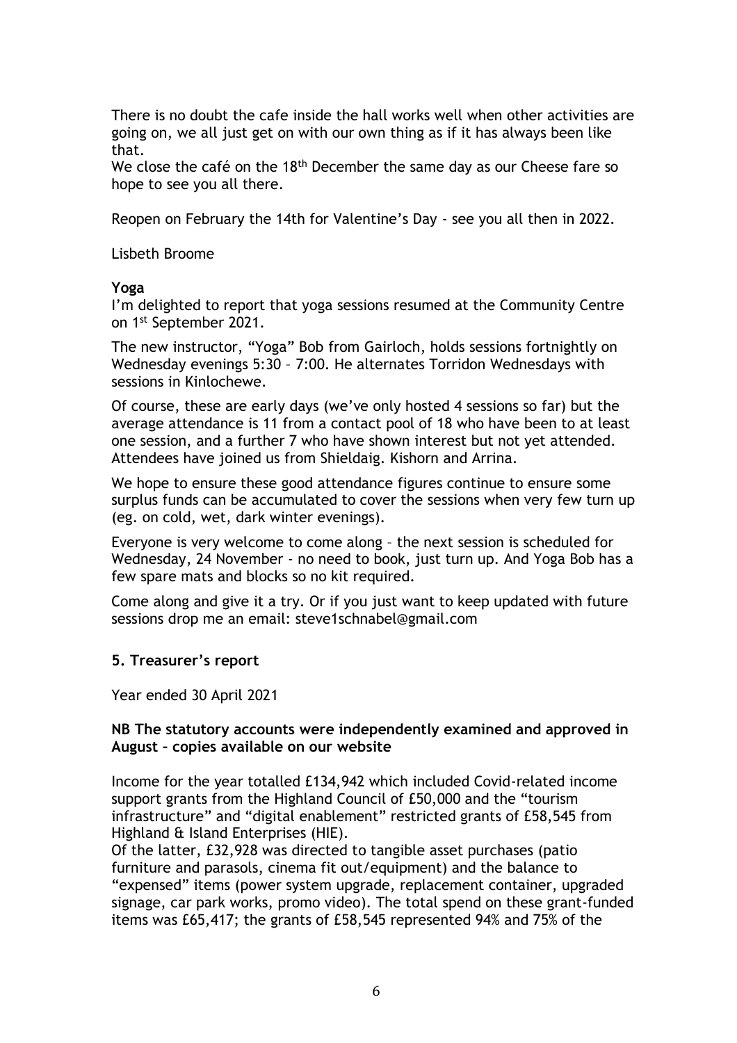There is no doubt the cafe inside the hall works well when other activities are going on, we all just get on with our own thing as if it has always been like that.

We close the café on the 18th December the same day as our Cheese fare so hope to see you all there.

Reopen on February the 14th for Valentine's Day - see you all then in 2022.

Lisbeth Broome

**Yoga**

I'm delighted to report that yoga sessions resumed at the Community Centre on 1st September 2021.

The new instructor, "Yoga" Bob from Gairloch, holds sessions fortnightly on Wednesday evenings 5:30 – 7:00. He alternates Torridon Wednesdays with sessions in Kinlochewe.

Of course, these are early days (we've only hosted 4 sessions so far) but the average attendance is 11 from a contact pool of 18 who have been to at least one session, and a further 7 who have shown interest but not yet attended. Attendees have joined us from Shieldaig. Kishorn and Arrina.

We hope to ensure these good attendance figures continue to ensure some surplus funds can be accumulated to cover the sessions when very few turn up (eg. on cold, wet, dark winter evenings).

Everyone is very welcome to come along – the next session is scheduled for Wednesday, 24 November - no need to book, just turn up. And Yoga Bob has a few spare mats and blocks so no kit required.

Come along and give it a try. Or if you just want to keep updated with future sessions drop me an email: steve1schnabel@gmail.com

## 5. Treasurer's report

Year ended 30 April 2021

**NB The statutory accounts were independently examined and approved in August – copies available on our website**

Income for the year totalled £134,942 which included Covid-related income support grants from the Highland Council of £50,000 and the "tourism infrastructure" and "digital enablement" restricted grants of £58,545 from Highland & Island Enterprises (HIE).

Of the latter, £32,928 was directed to tangible asset purchases (patio furniture and parasols, cinema fit out/equipment) and the balance to "expensed" items (power system upgrade, replacement container, upgraded signage, car park works, promo video). The total spend on these grant-funded items was £65,417; the grants of £58,545 represented 94% and 75% of the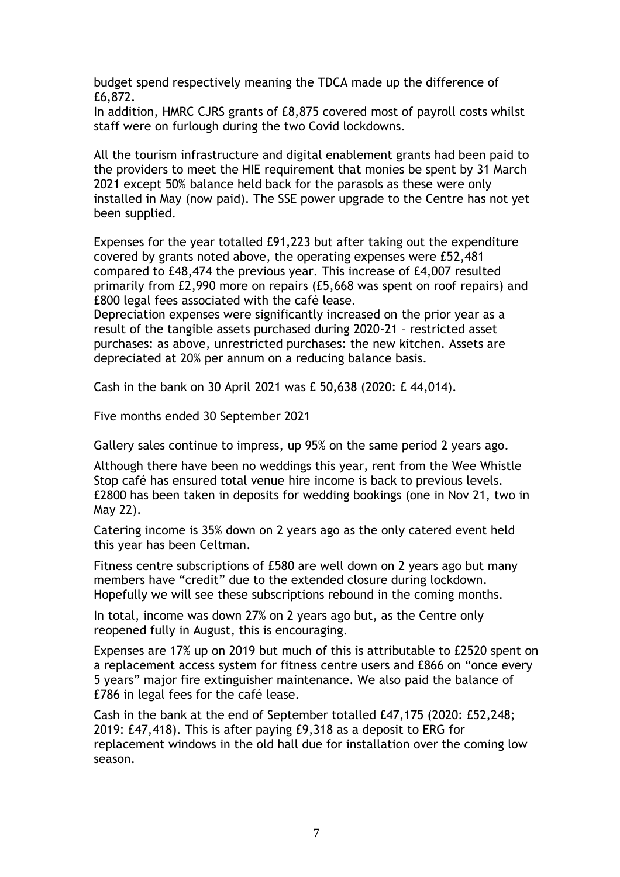budget spend respectively meaning the TDCA made up the difference of £6,872.
In addition, HMRC CJRS grants of £8,875 covered most of payroll costs whilst staff were on furlough during the two Covid lockdowns.

All the tourism infrastructure and digital enablement grants had been paid to the providers to meet the HIE requirement that monies be spent by 31 March 2021 except 50% balance held back for the parasols as these were only installed in May (now paid). The SSE power upgrade to the Centre has not yet been supplied.

Expenses for the year totalled £91,223 but after taking out the expenditure covered by grants noted above, the operating expenses were £52,481 compared to £48,474 the previous year. This increase of £4,007 resulted primarily from £2,990 more on repairs (£5,668 was spent on roof repairs) and £800 legal fees associated with the café lease.
Depreciation expenses were significantly increased on the prior year as a result of the tangible assets purchased during 2020-21 – restricted asset purchases: as above, unrestricted purchases: the new kitchen. Assets are depreciated at 20% per annum on a reducing balance basis.

Cash in the bank on 30 April 2021 was £ 50,638 (2020: £ 44,014).

Five months ended 30 September 2021

Gallery sales continue to impress, up 95% on the same period 2 years ago.

Although there have been no weddings this year, rent from the Wee Whistle Stop café has ensured total venue hire income is back to previous levels. £2800 has been taken in deposits for wedding bookings (one in Nov 21, two in May 22).

Catering income is 35% down on 2 years ago as the only catered event held this year has been Celtman.

Fitness centre subscriptions of £580 are well down on 2 years ago but many members have "credit" due to the extended closure during lockdown. Hopefully we will see these subscriptions rebound in the coming months.

In total, income was down 27% on 2 years ago but, as the Centre only reopened fully in August, this is encouraging.

Expenses are 17% up on 2019 but much of this is attributable to £2520 spent on a replacement access system for fitness centre users and £866 on "once every 5 years" major fire extinguisher maintenance. We also paid the balance of £786 in legal fees for the café lease.

Cash in the bank at the end of September totalled £47,175 (2020: £52,248; 2019: £47,418). This is after paying £9,318 as a deposit to ERG for replacement windows in the old hall due for installation over the coming low season.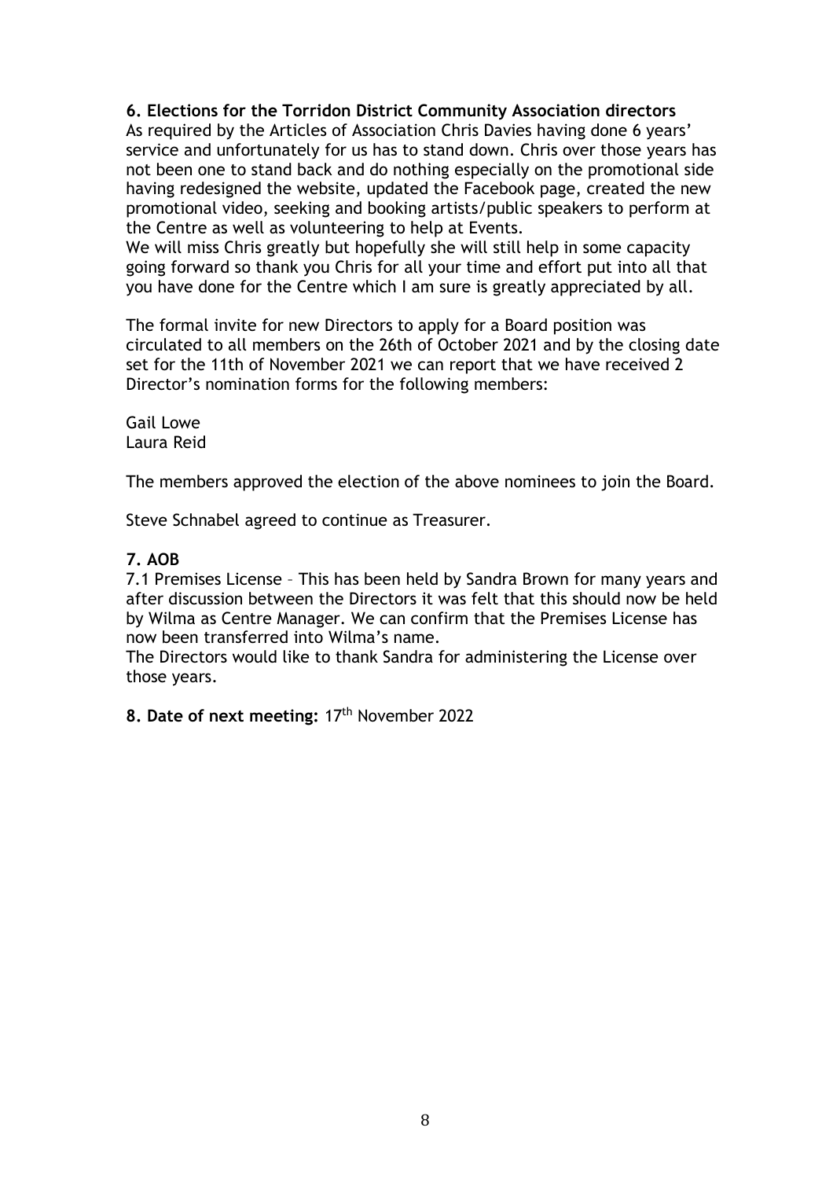**6. Elections for the Torridon District Community Association directors**

As required by the Articles of Association Chris Davies having done 6 years' service and unfortunately for us has to stand down. Chris over those years has not been one to stand back and do nothing especially on the promotional side having redesigned the website, updated the Facebook page, created the new promotional video, seeking and booking artists/public speakers to perform at the Centre as well as volunteering to help at Events.

We will miss Chris greatly but hopefully she will still help in some capacity going forward so thank you Chris for all your time and effort put into all that you have done for the Centre which I am sure is greatly appreciated by all.

The formal invite for new Directors to apply for a Board position was circulated to all members on the 26th of October 2021 and by the closing date set for the 11th of November 2021 we can report that we have received 2 Director's nomination forms for the following members:

Gail Lowe
Laura Reid

The members approved the election of the above nominees to join the Board.

Steve Schnabel agreed to continue as Treasurer.

**7. AOB**

7.1 Premises License – This has been held by Sandra Brown for many years and after discussion between the Directors it was felt that this should now be held by Wilma as Centre Manager. We can confirm that the Premises License has now been transferred into Wilma's name.

The Directors would like to thank Sandra for administering the License over those years.

**8. Date of next meeting:** 17th November 2022